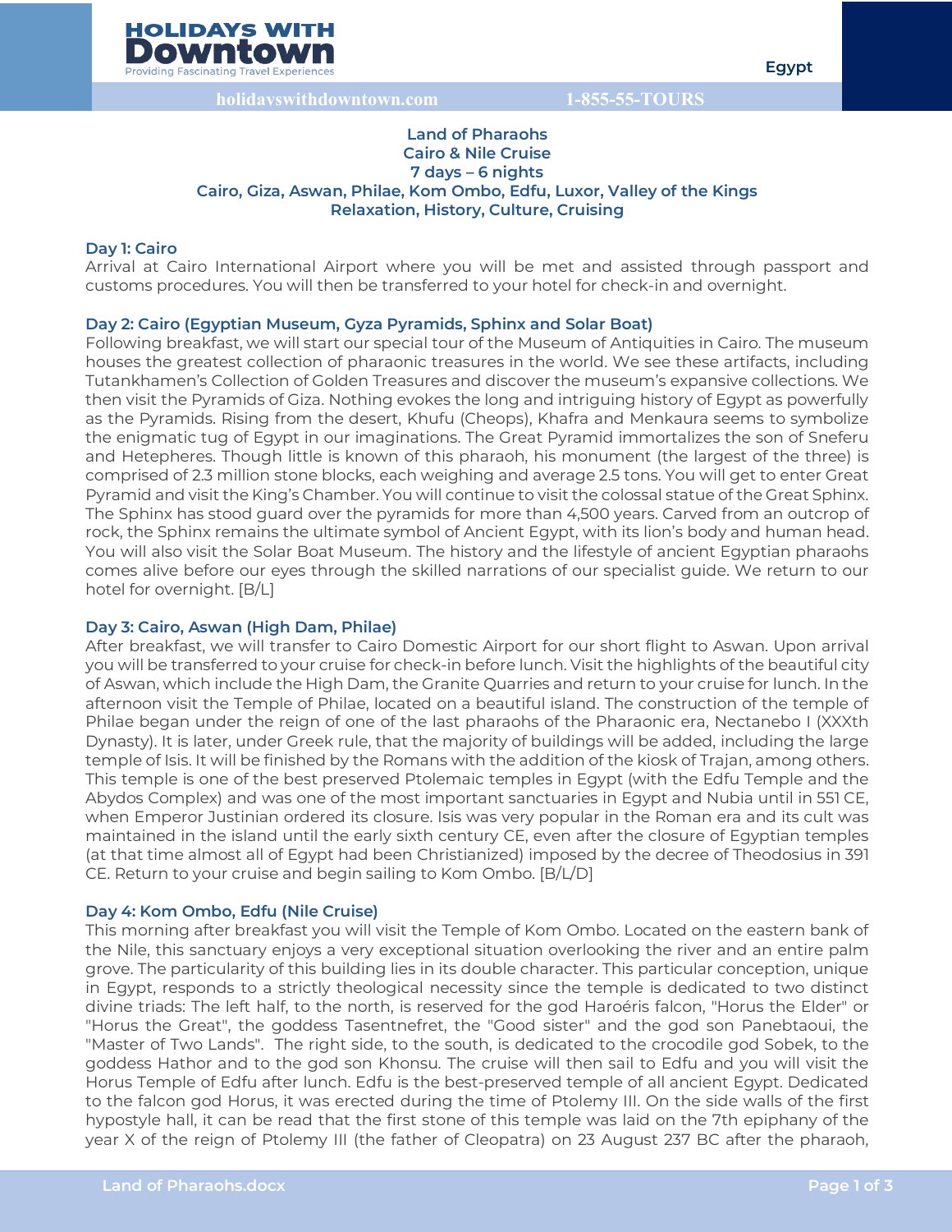# Land of Pharaohs
## Cairo & Nile Cruise
### 7 days – 6 nights
### Cairo, Giza, Aswan, Philae, Kom Ombo, Edfu, Luxor, Valley of the Kings
### Relaxation, History, Culture, Cruising

### Day 1: Cairo

Arrival at Cairo International Airport where you will be met and assisted through passport and customs procedures. You will then be transferred to your hotel for check-in and overnight.

### Day 2: Cairo (Egyptian Museum, Gyza Pyramids, Sphinx and Solar Boat)

Following breakfast, we will start our special tour of the Museum of Antiquities in Cairo. The museum houses the greatest collection of pharaonic treasures in the world. We see these artifacts, including Tutankhamen's Collection of Golden Treasures and discover the museum's expansive collections. We then visit the Pyramids of Giza. Nothing evokes the long and intriguing history of Egypt as powerfully as the Pyramids. Rising from the desert, Khufu (Cheops), Khafra and Menkaura seems to symbolize the enigmatic tug of Egypt in our imaginations. The Great Pyramid immortalizes the son of Sneferu and Hetepheres. Though little is known of this pharaoh, his monument (the largest of the three) is comprised of 2.3 million stone blocks, each weighing and average 2.5 tons. You will get to enter Great Pyramid and visit the King's Chamber. You will continue to visit the colossal statue of the Great Sphinx. The Sphinx has stood guard over the pyramids for more than 4,500 years. Carved from an outcrop of rock, the Sphinx remains the ultimate symbol of Ancient Egypt, with its lion's body and human head. You will also visit the Solar Boat Museum. The history and the lifestyle of ancient Egyptian pharaohs comes alive before our eyes through the skilled narrations of our specialist guide. We return to our hotel for overnight. [B/L]

### Day 3: Cairo, Aswan (High Dam, Philae)

After breakfast, we will transfer to Cairo Domestic Airport for our short flight to Aswan. Upon arrival you will be transferred to your cruise for check-in before lunch. Visit the highlights of the beautiful city of Aswan, which include the High Dam, the Granite Quarries and return to your cruise for lunch. In the afternoon visit the Temple of Philae, located on a beautiful island. The construction of the temple of Philae began under the reign of one of the last pharaohs of the Pharaonic era, Nectanebo I (XXXth Dynasty). It is later, under Greek rule, that the majority of buildings will be added, including the large temple of Isis. It will be finished by the Romans with the addition of the kiosk of Trajan, among others. This temple is one of the best preserved Ptolemaic temples in Egypt (with the Edfu Temple and the Abydos Complex) and was one of the most important sanctuaries in Egypt and Nubia until in 551 CE, when Emperor Justinian ordered its closure. Isis was very popular in the Roman era and its cult was maintained in the island until the early sixth century CE, even after the closure of Egyptian temples (at that time almost all of Egypt had been Christianized) imposed by the decree of Theodosius in 391 CE. Return to your cruise and begin sailing to Kom Ombo. [B/L/D]

### Day 4: Kom Ombo, Edfu (Nile Cruise)

This morning after breakfast you will visit the Temple of Kom Ombo. Located on the eastern bank of the Nile, this sanctuary enjoys a very exceptional situation overlooking the river and an entire palm grove. The particularity of this building lies in its double character. This particular conception, unique in Egypt, responds to a strictly theological necessity since the temple is dedicated to two distinct divine triads: The left half, to the north, is reserved for the god Haroéris falcon, "Horus the Elder" or "Horus the Great", the goddess Tasentnefret, the "Good sister" and the god son Panebtaoui, the "Master of Two Lands". The right side, to the south, is dedicated to the crocodile god Sobek, to the goddess Hathor and to the god son Khonsu. The cruise will then sail to Edfu and you will visit the Horus Temple of Edfu after lunch. Edfu is the best-preserved temple of all ancient Egypt. Dedicated to the falcon god Horus, it was erected during the time of Ptolemy III. On the side walls of the first hypostyle hall, it can be read that the first stone of this temple was laid on the 7th epiphany of the year X of the reign of Ptolemy III (the father of Cleopatra) on 23 August 237 BC after the pharaoh,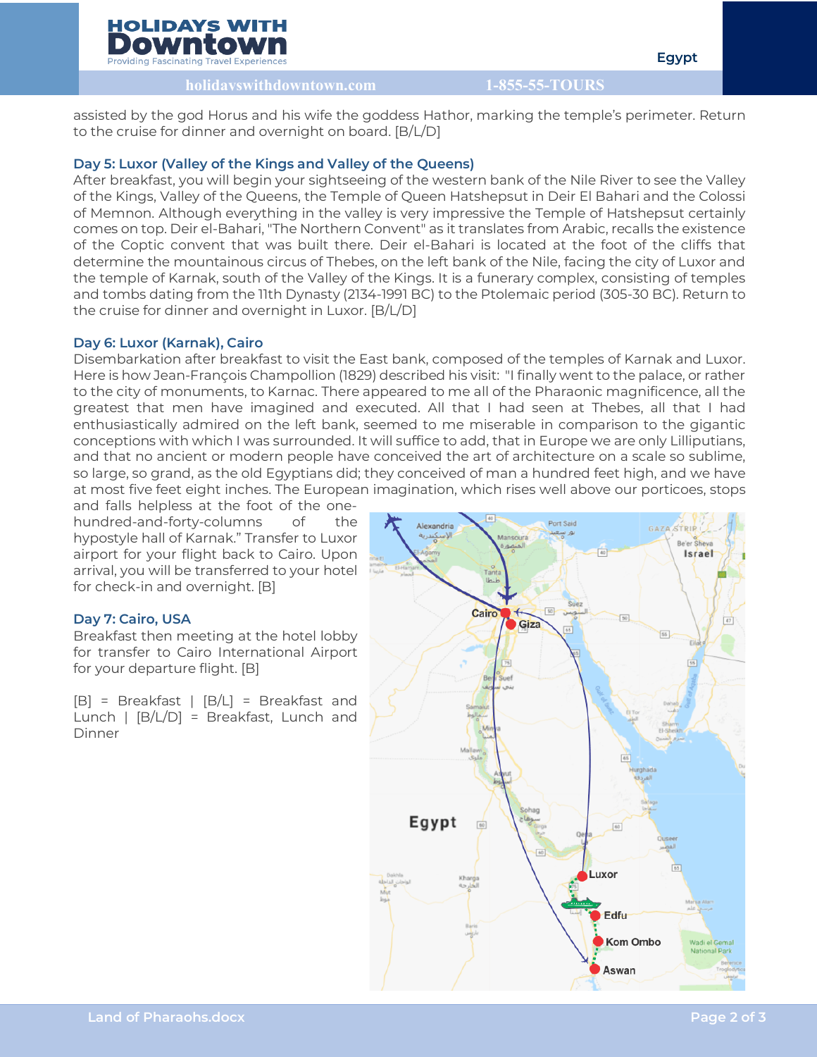assisted by the god Horus and his wife the goddess Hathor, marking the temple's perimeter. Return to the cruise for dinner and overnight on board. [B/L/D]

### Day 5: Luxor (Valley of the Kings and Valley of the Queens)

After breakfast, you will begin your sightseeing of the western bank of the Nile River to see the Valley of the Kings, Valley of the Queens, the Temple of Queen Hatshepsut in Deir El Bahari and the Colossi of Memnon. Although everything in the valley is very impressive the Temple of Hatshepsut certainly comes on top. Deir el-Bahari, "The Northern Convent" as it translates from Arabic, recalls the existence of the Coptic convent that was built there. Deir el-Bahari is located at the foot of the cliffs that determine the mountainous circus of Thebes, on the left bank of the Nile, facing the city of Luxor and the temple of Karnak, south of the Valley of the Kings. It is a funerary complex, consisting of temples and tombs dating from the 11th Dynasty (2134-1991 BC) to the Ptolemaic period (305-30 BC). Return to the cruise for dinner and overnight in Luxor. [B/L/D]

### Day 6: Luxor (Karnak), Cairo

Disembarkation after breakfast to visit the East bank, composed of the temples of Karnak and Luxor. Here is how Jean-François Champollion (1829) described his visit: "I finally went to the palace, or rather to the city of monuments, to Karnac. There appeared to me all of the Pharaonic magnificence, all the greatest that men have imagined and executed. All that I had seen at Thebes, all that I had enthusiastically admired on the left bank, seemed to me miserable in comparison to the gigantic conceptions with which I was surrounded. It will suffice to add, that in Europe we are only Lilliputians, and that no ancient or modern people have conceived the art of architecture on a scale so sublime, so large, so grand, as the old Egyptians did; they conceived of man a hundred feet high, and we have at most five feet eight inches. The European imagination, which rises well above our porticoes, stops and falls helpless at the foot of the one-hundred-and-forty-columns of the hypostyle hall of Karnak." Transfer to Luxor airport for your flight back to Cairo. Upon arrival, you will be transferred to your hotel for check-in and overnight. [B]

### Day 7: Cairo, USA

Breakfast then meeting at the hotel lobby for transfer to Cairo International Airport for your departure flight. [B]

[B] = Breakfast | [B/L] = Breakfast and Lunch | [B/L/D] = Breakfast, Lunch and Dinner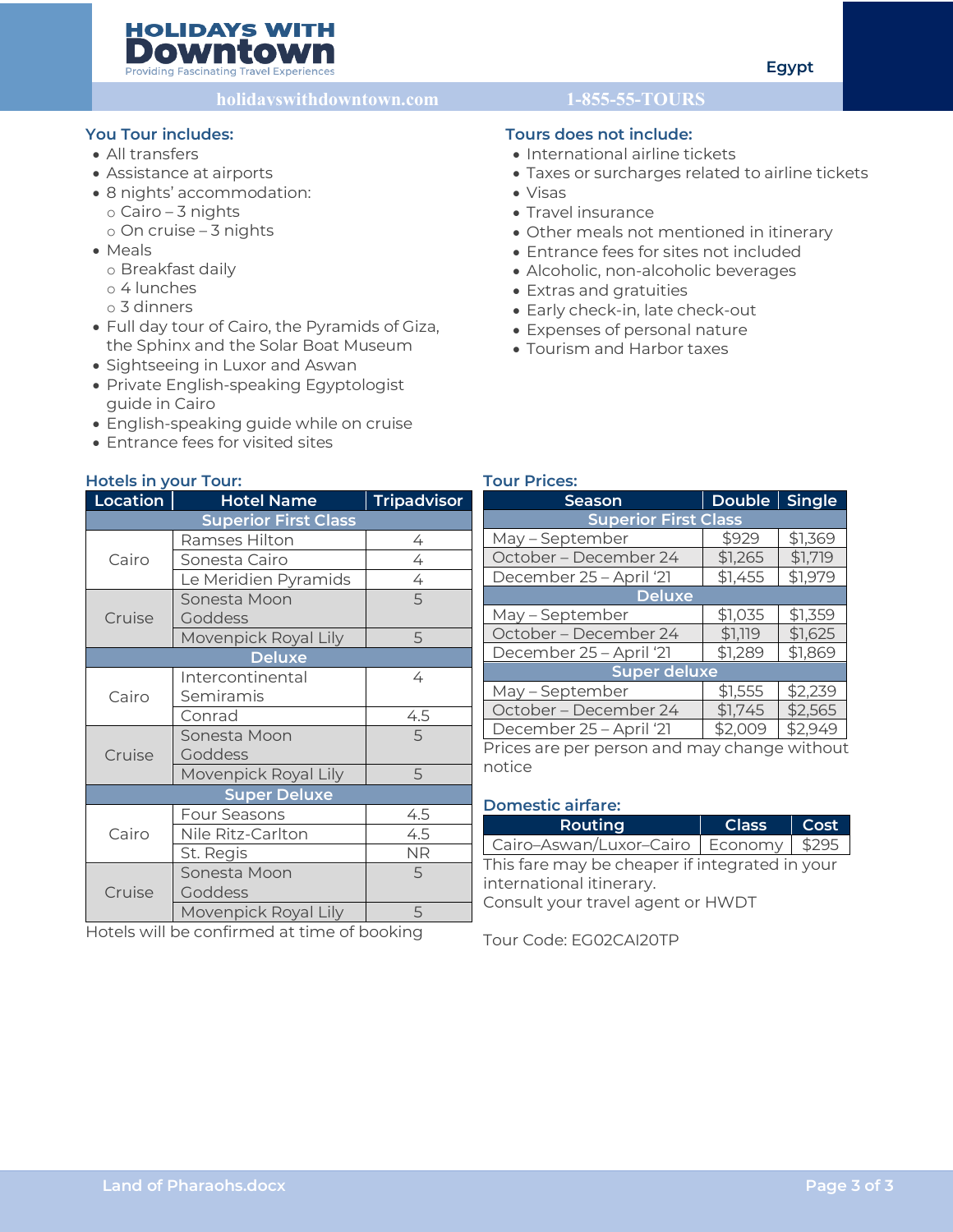### You Tour includes:

- All transfers
- Assistance at airports
- 8 nights' accommodation:
  - Cairo – 3 nights
  - On cruise – 3 nights
- Meals
  - Breakfast daily
  - 4 lunches
  - 3 dinners
- Full day tour of Cairo, the Pyramids of Giza, the Sphinx and the Solar Boat Museum
- Sightseeing in Luxor and Aswan
- Private English-speaking Egyptologist guide in Cairo
- English-speaking guide while on cruise
- Entrance fees for visited sites

### Tours does not include:

- International airline tickets
- Taxes or surcharges related to airline tickets
- Visas
- Travel insurance
- Other meals not mentioned in itinerary
- Entrance fees for sites not included
- Alcoholic, non-alcoholic beverages
- Extras and gratuities
- Early check-in, late check-out
- Expenses of personal nature
- Tourism and Harbor taxes

### Hotels in your Tour:

| Location | Hotel Name | Tripadvisor |
|---|---|---|
| **Superior First Class** | | |
| Cairo | Ramses Hilton | 4 |
| | Sonesta Cairo | 4 |
| | Le Meridien Pyramids | 4 |
| Cruise | Sonesta Moon Goddess | 5 |
| | Movenpick Royal Lily | 5 |
| **Deluxe** | | |
| Cairo | Intercontinental Semiramis | 4 |
| | Conrad | 4.5 |
| Cruise | Sonesta Moon Goddess | 5 |
| | Movenpick Royal Lily | 5 |
| **Super Deluxe** | | |
| Cairo | Four Seasons | 4.5 |
| | Nile Ritz-Carlton | 4.5 |
| | St. Regis | NR |
| Cruise | Sonesta Moon Goddess | 5 |
| | Movenpick Royal Lily | 5 |

Hotels will be confirmed at time of booking

### Tour Prices:

| Season | Double | Single |
|---|---|---|
| **Superior First Class** | | |
| May – September | $929 | $1,369 |
| October – December 24 | $1,265 | $1,719 |
| December 25 – April '21 | $1,455 | $1,979 |
| **Deluxe** | | |
| May – September | $1,035 | $1,359 |
| October – December 24 | $1,119 | $1,625 |
| December 25 – April '21 | $1,289 | $1,869 |
| **Super deluxe** | | |
| May – September | $1,555 | $2,239 |
| October – December 24 | $1,745 | $2,565 |
| December 25 – April '21 | $2,009 | $2,949 |

Prices are per person and may change without notice

### Domestic airfare:

| Routing | Class | Cost |
|---|---|---|
| Cairo–Aswan/Luxor–Cairo | Economy | $295 |

This fare may be cheaper if integrated in your international itinerary.
Consult your travel agent or HWDT

Tour Code: EG02CAI20TP